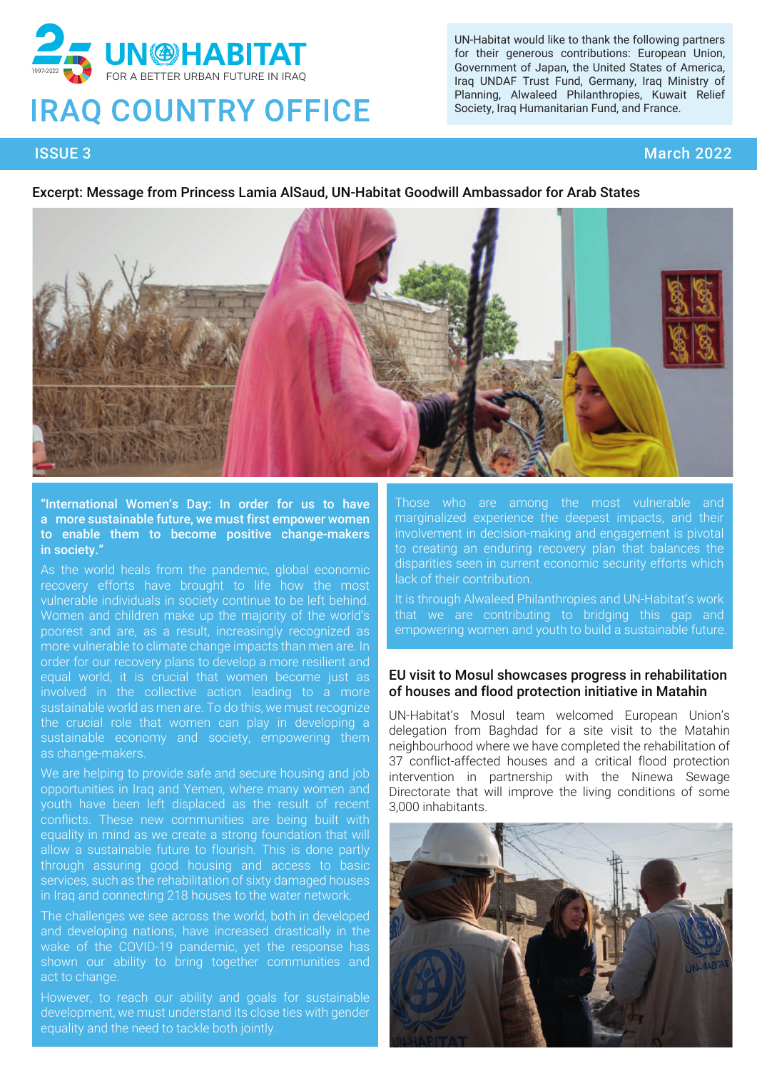# UN-HABITAT

FOR A BETTER URBAN FUTURE IN IRAQ

# IRAQ COUNTRY OFFICE

UN-Habitat would like to thank the following partners for their generous contributions: European Union, Government of Japan, the United States of America, Iraq UNDAF Trust Fund, Germany, Iraq Ministry of Planning, Alwaleed Philanthropies, Kuwait Relief Society, Iraq Humanitarian Fund, and France.

ISSUE 3 — March 2022

## Excerpt: Message from Princess Lamia AlSaud, UN-Habitat Goodwill Ambassador for Arab States

**"International Women's Day: In order for us to have a more sustainable future, we must first empower women to enable them to become positive change-makers in society."**

As the world heals from the pandemic, global economic recovery efforts have brought to life how the most vulnerable individuals in society continue to be left behind. Women and children make up the majority of the world's poorest and are, as a result, increasingly recognized as more vulnerable to climate change impacts than men are. In order for our recovery plans to develop a more resilient and equal world, it is crucial that women become just as involved in the collective action leading to a more sustainable world as men are. To do this, we must recognize the crucial role that women can play in developing a sustainable economy and society, empowering them as change-makers.

We are helping to provide safe and secure housing and job opportunities in Iraq and Yemen, where many women and youth have been left displaced as the result of recent conflicts. These new communities are being built with equality in mind as we create a strong foundation that will allow a sustainable future to flourish. This is done partly through assuring good housing and access to basic services, such as the rehabilitation of sixty damaged houses in Iraq and connecting 218 houses to the water network.

The challenges we see across the world, both in developed and developing nations, have increased drastically in the wake of the COVID-19 pandemic, yet the response has shown our ability to bring together communities and act to change.

However, to reach our ability and goals for sustainable development, we must understand its close ties with gender equality and the need to tackle both jointly.

Those who are among the most vulnerable and marginalized experience the deepest impacts, and their involvement in decision-making and engagement is pivotal to creating an enduring recovery plan that balances the disparities seen in current economic security efforts which lack of their contribution.

It is through Alwaleed Philanthropies and UN-Habitat's work that we are contributing to bridging this gap and empowering women and youth to build a sustainable future.

## EU visit to Mosul showcases progress in rehabilitation of houses and flood protection initiative in Matahin

UN-Habitat's Mosul team welcomed European Union's delegation from Baghdad for a site visit to the Matahin neighbourhood where we have completed the rehabilitation of 37 conflict-affected houses and a critical flood protection intervention in partnership with the Ninewa Sewage Directorate that will improve the living conditions of some 3,000 inhabitants.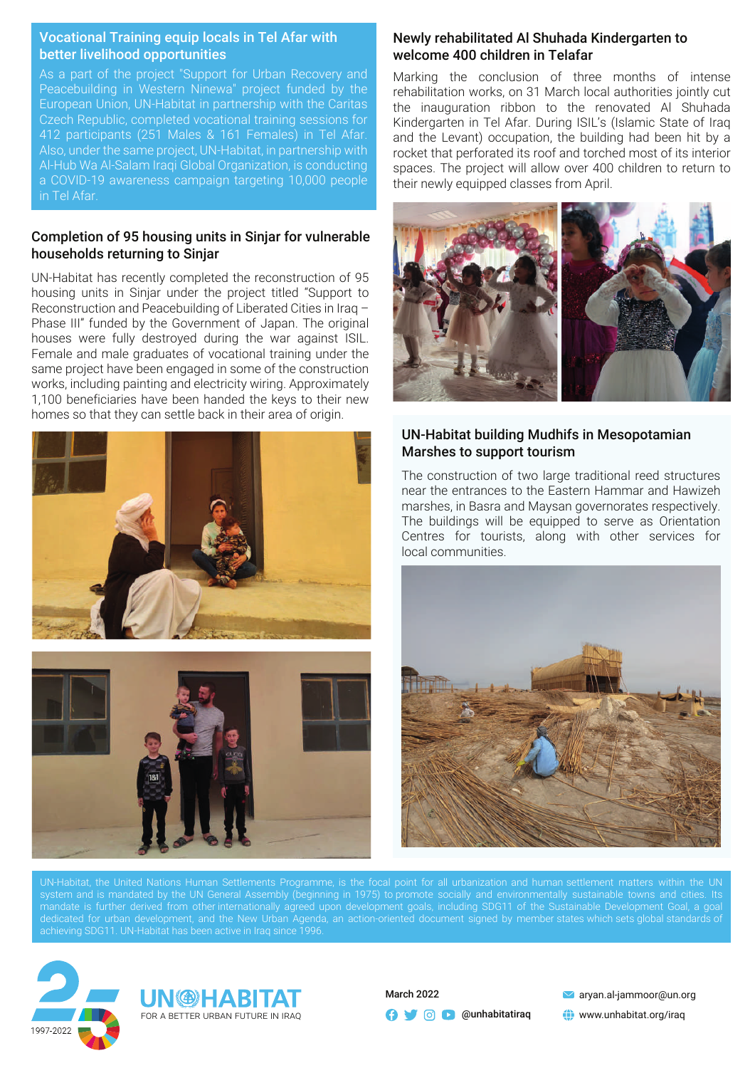## Vocational Training equip locals in Tel Afar with better livelihood opportunities

As a part of the project "Support for Urban Recovery and Peacebuilding in Western Ninewa" project funded by the European Union, UN-Habitat in partnership with the Caritas Czech Republic, completed vocational training sessions for 412 participants (251 Males & 161 Females) in Tel Afar. Also, under the same project, UN-Habitat, in partnership with Al-Hub Wa Al-Salam Iraqi Global Organization, is conducting a COVID-19 awareness campaign targeting 10,000 people in Tel Afar.

## Completion of 95 housing units in Sinjar for vulnerable households returning to Sinjar

UN-Habitat has recently completed the reconstruction of 95 housing units in Sinjar under the project titled "Support to Reconstruction and Peacebuilding of Liberated Cities in Iraq – Phase III" funded by the Government of Japan. The original houses were fully destroyed during the war against ISIL. Female and male graduates of vocational training under the same project have been engaged in some of the construction works, including painting and electricity wiring. Approximately 1,100 beneficiaries have been handed the keys to their new homes so that they can settle back in their area of origin.

## Newly rehabilitated Al Shuhada Kindergarten to welcome 400 children in Telafar

Marking the conclusion of three months of intense rehabilitation works, on 31 March local authorities jointly cut the inauguration ribbon to the renovated Al Shuhada Kindergarten in Tel Afar. During ISIL's (Islamic State of Iraq and the Levant) occupation, the building had been hit by a rocket that perforated its roof and torched most of its interior spaces. The project will allow over 400 children to return to their newly equipped classes from April.

## UN-Habitat building Mudhifs in Mesopotamian Marshes to support tourism

The construction of two large traditional reed structures near the entrances to the Eastern Hammar and Hawizeh marshes, in Basra and Maysan governorates respectively. The buildings will be equipped to serve as Orientation Centres for tourists, along with other services for local communities.

UN-Habitat, the United Nations Human Settlements Programme, is the focal point for all urbanization and human settlement matters within the UN system and is mandated by the UN General Assembly (beginning in 1975) to promote socially and environmentally sustainable towns and cities. Its mandate is further derived from other internationally agreed upon development goals, including SDG11 of the Sustainable Development Goal, a goal dedicated for urban development, and the New Urban Agenda, an action-oriented document signed by member states which sets global standards of achieving SDG11. UN-Habitat has been active in Iraq since 1996.

1997-2022

UN-HABITAT
FOR A BETTER URBAN FUTURE IN IRAQ

March 2022

@unhabitatiraq

aryan.al-jammoor@un.org

www.unhabitat.org/iraq